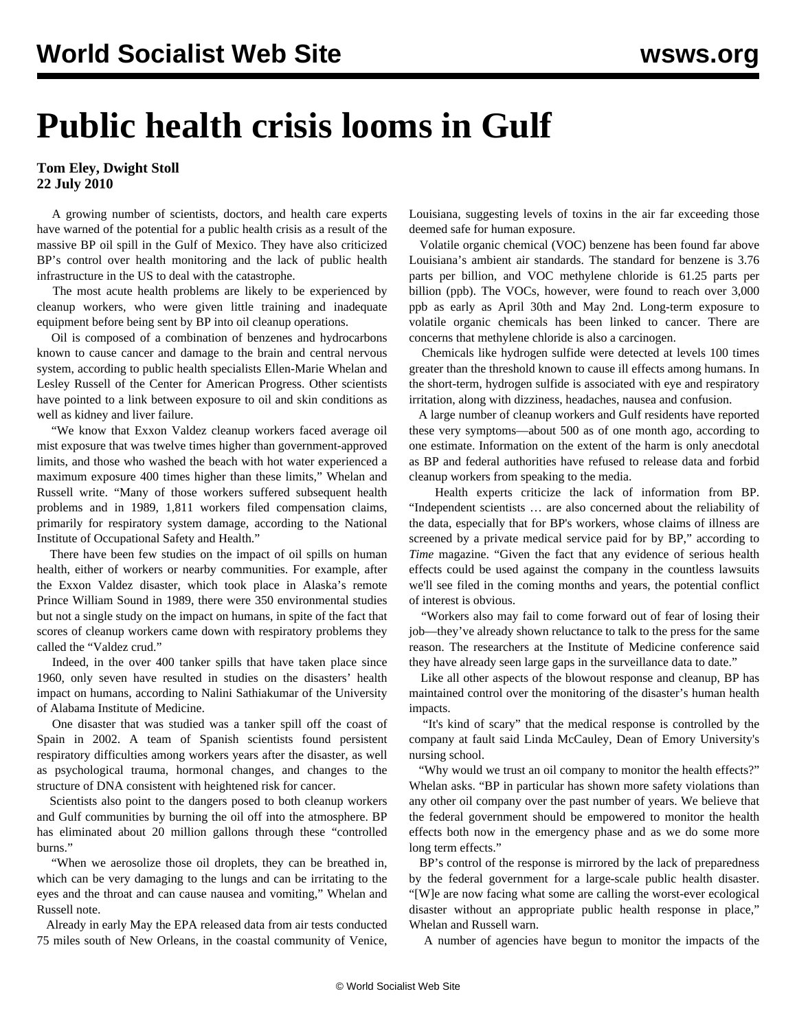# Public health crisis looms in Gulf

**Tom Eley, Dwight Stoll**
**22 July 2010**

A growing number of scientists, doctors, and health care experts have warned of the potential for a public health crisis as a result of the massive BP oil spill in the Gulf of Mexico. They have also criticized BP's control over health monitoring and the lack of public health infrastructure in the US to deal with the catastrophe.

The most acute health problems are likely to be experienced by cleanup workers, who were given little training and inadequate equipment before being sent by BP into oil cleanup operations.

Oil is composed of a combination of benzenes and hydrocarbons known to cause cancer and damage to the brain and central nervous system, according to public health specialists Ellen-Marie Whelan and Lesley Russell of the Center for American Progress. Other scientists have pointed to a link between exposure to oil and skin conditions as well as kidney and liver failure.

"We know that Exxon Valdez cleanup workers faced average oil mist exposure that was twelve times higher than government-approved limits, and those who washed the beach with hot water experienced a maximum exposure 400 times higher than these limits," Whelan and Russell write. "Many of those workers suffered subsequent health problems and in 1989, 1,811 workers filed compensation claims, primarily for respiratory system damage, according to the National Institute of Occupational Safety and Health."

There have been few studies on the impact of oil spills on human health, either of workers or nearby communities. For example, after the Exxon Valdez disaster, which took place in Alaska's remote Prince William Sound in 1989, there were 350 environmental studies but not a single study on the impact on humans, in spite of the fact that scores of cleanup workers came down with respiratory problems they called the "Valdez crud."

Indeed, in the over 400 tanker spills that have taken place since 1960, only seven have resulted in studies on the disasters' health impact on humans, according to Nalini Sathiakumar of the University of Alabama Institute of Medicine.

One disaster that was studied was a tanker spill off the coast of Spain in 2002. A team of Spanish scientists found persistent respiratory difficulties among workers years after the disaster, as well as psychological trauma, hormonal changes, and changes to the structure of DNA consistent with heightened risk for cancer.

Scientists also point to the dangers posed to both cleanup workers and Gulf communities by burning the oil off into the atmosphere. BP has eliminated about 20 million gallons through these "controlled burns."

"When we aerosolize those oil droplets, they can be breathed in, which can be very damaging to the lungs and can be irritating to the eyes and the throat and can cause nausea and vomiting," Whelan and Russell note.

Already in early May the EPA released data from air tests conducted 75 miles south of New Orleans, in the coastal community of Venice, Louisiana, suggesting levels of toxins in the air far exceeding those deemed safe for human exposure.

Volatile organic chemical (VOC) benzene has been found far above Louisiana's ambient air standards. The standard for benzene is 3.76 parts per billion, and VOC methylene chloride is 61.25 parts per billion (ppb). The VOCs, however, were found to reach over 3,000 ppb as early as April 30th and May 2nd. Long-term exposure to volatile organic chemicals has been linked to cancer. There are concerns that methylene chloride is also a carcinogen.

Chemicals like hydrogen sulfide were detected at levels 100 times greater than the threshold known to cause ill effects among humans. In the short-term, hydrogen sulfide is associated with eye and respiratory irritation, along with dizziness, headaches, nausea and confusion.

A large number of cleanup workers and Gulf residents have reported these very symptoms—about 500 as of one month ago, according to one estimate. Information on the extent of the harm is only anecdotal as BP and federal authorities have refused to release data and forbid cleanup workers from speaking to the media.

Health experts criticize the lack of information from BP. "Independent scientists … are also concerned about the reliability of the data, especially that for BP's workers, whose claims of illness are screened by a private medical service paid for by BP," according to *Time* magazine. "Given the fact that any evidence of serious health effects could be used against the company in the countless lawsuits we'll see filed in the coming months and years, the potential conflict of interest is obvious.

"Workers also may fail to come forward out of fear of losing their job—they've already shown reluctance to talk to the press for the same reason. The researchers at the Institute of Medicine conference said they have already seen large gaps in the surveillance data to date."

Like all other aspects of the blowout response and cleanup, BP has maintained control over the monitoring of the disaster's human health impacts.

"It's kind of scary" that the medical response is controlled by the company at fault said Linda McCauley, Dean of Emory University's nursing school.

"Why would we trust an oil company to monitor the health effects?" Whelan asks. "BP in particular has shown more safety violations than any other oil company over the past number of years. We believe that the federal government should be empowered to monitor the health effects both now in the emergency phase and as we do some more long term effects."

BP's control of the response is mirrored by the lack of preparedness by the federal government for a large-scale public health disaster. "[W]e are now facing what some are calling the worst-ever ecological disaster without an appropriate public health response in place," Whelan and Russell warn.

A number of agencies have begun to monitor the impacts of the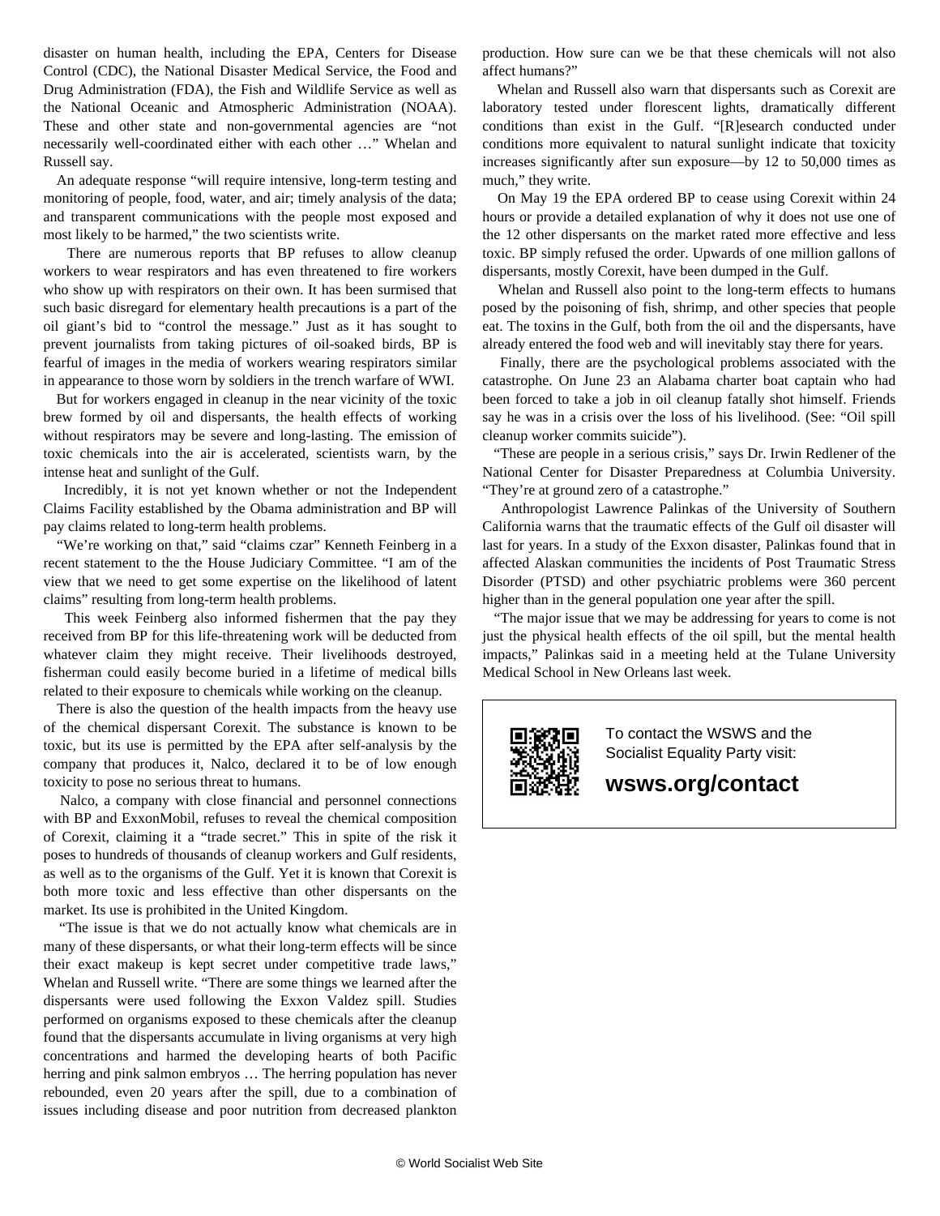disaster on human health, including the EPA, Centers for Disease Control (CDC), the National Disaster Medical Service, the Food and Drug Administration (FDA), the Fish and Wildlife Service as well as the National Oceanic and Atmospheric Administration (NOAA). These and other state and non-governmental agencies are "not necessarily well-coordinated either with each other …" Whelan and Russell say.

An adequate response "will require intensive, long-term testing and monitoring of people, food, water, and air; timely analysis of the data; and transparent communications with the people most exposed and most likely to be harmed," the two scientists write.

There are numerous reports that BP refuses to allow cleanup workers to wear respirators and has even threatened to fire workers who show up with respirators on their own. It has been surmised that such basic disregard for elementary health precautions is a part of the oil giant's bid to "control the message." Just as it has sought to prevent journalists from taking pictures of oil-soaked birds, BP is fearful of images in the media of workers wearing respirators similar in appearance to those worn by soldiers in the trench warfare of WWI.

But for workers engaged in cleanup in the near vicinity of the toxic brew formed by oil and dispersants, the health effects of working without respirators may be severe and long-lasting. The emission of toxic chemicals into the air is accelerated, scientists warn, by the intense heat and sunlight of the Gulf.

Incredibly, it is not yet known whether or not the Independent Claims Facility established by the Obama administration and BP will pay claims related to long-term health problems.

"We're working on that," said "claims czar" Kenneth Feinberg in a recent statement to the the House Judiciary Committee. "I am of the view that we need to get some expertise on the likelihood of latent claims" resulting from long-term health problems.

This week Feinberg also informed fishermen that the pay they received from BP for this life-threatening work will be deducted from whatever claim they might receive. Their livelihoods destroyed, fisherman could easily become buried in a lifetime of medical bills related to their exposure to chemicals while working on the cleanup.

There is also the question of the health impacts from the heavy use of the chemical dispersant Corexit. The substance is known to be toxic, but its use is permitted by the EPA after self-analysis by the company that produces it, Nalco, declared it to be of low enough toxicity to pose no serious threat to humans.

Nalco, a company with close financial and personnel connections with BP and ExxonMobil, refuses to reveal the chemical composition of Corexit, claiming it a "trade secret." This in spite of the risk it poses to hundreds of thousands of cleanup workers and Gulf residents, as well as to the organisms of the Gulf. Yet it is known that Corexit is both more toxic and less effective than other dispersants on the market. Its use is prohibited in the United Kingdom.

"The issue is that we do not actually know what chemicals are in many of these dispersants, or what their long-term effects will be since their exact makeup is kept secret under competitive trade laws," Whelan and Russell write. "There are some things we learned after the dispersants were used following the Exxon Valdez spill. Studies performed on organisms exposed to these chemicals after the cleanup found that the dispersants accumulate in living organisms at very high concentrations and harmed the developing hearts of both Pacific herring and pink salmon embryos … The herring population has never rebounded, even 20 years after the spill, due to a combination of issues including disease and poor nutrition from decreased plankton production. How sure can we be that these chemicals will not also affect humans?"

Whelan and Russell also warn that dispersants such as Corexit are laboratory tested under florescent lights, dramatically different conditions than exist in the Gulf. "[R]esearch conducted under conditions more equivalent to natural sunlight indicate that toxicity increases significantly after sun exposure—by 12 to 50,000 times as much," they write.

On May 19 the EPA ordered BP to cease using Corexit within 24 hours or provide a detailed explanation of why it does not use one of the 12 other dispersants on the market rated more effective and less toxic. BP simply refused the order. Upwards of one million gallons of dispersants, mostly Corexit, have been dumped in the Gulf.

Whelan and Russell also point to the long-term effects to humans posed by the poisoning of fish, shrimp, and other species that people eat. The toxins in the Gulf, both from the oil and the dispersants, have already entered the food web and will inevitably stay there for years.

Finally, there are the psychological problems associated with the catastrophe. On June 23 an Alabama charter boat captain who had been forced to take a job in oil cleanup fatally shot himself. Friends say he was in a crisis over the loss of his livelihood. (See: "Oil spill cleanup worker commits suicide").

"These are people in a serious crisis," says Dr. Irwin Redlener of the National Center for Disaster Preparedness at Columbia University. "They're at ground zero of a catastrophe."

Anthropologist Lawrence Palinkas of the University of Southern California warns that the traumatic effects of the Gulf oil disaster will last for years. In a study of the Exxon disaster, Palinkas found that in affected Alaskan communities the incidents of Post Traumatic Stress Disorder (PTSD) and other psychiatric problems were 360 percent higher than in the general population one year after the spill.

"The major issue that we may be addressing for years to come is not just the physical health effects of the oil spill, but the mental health impacts," Palinkas said in a meeting held at the Tulane University Medical School in New Orleans last week.

To contact the WSWS and the Socialist Equality Party visit:

**wsws.org/contact**